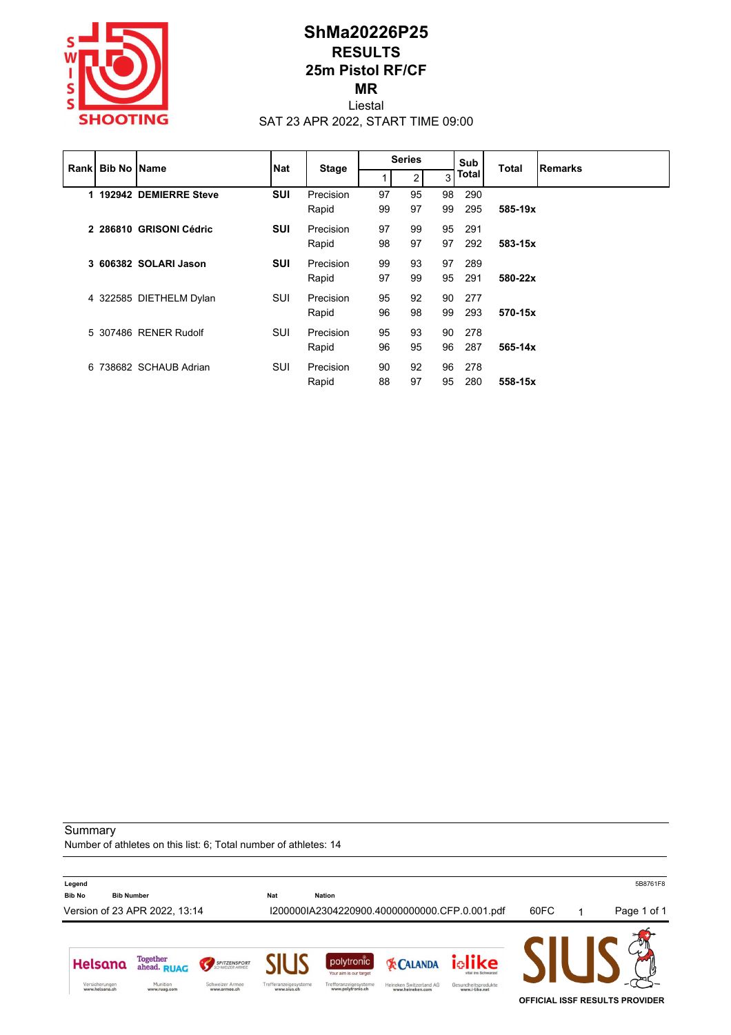# ShMa20226P25

## RESULTS

## 25m Pistol RF/CF

## MR

Liestal

SAT 23 APR 2022, START TIME 09:00

| Rank | Bib No | Name | Nat | Stage | Series 1 | Series 2 | Series 3 | Sub Total | Total | Remarks |
|---|---|---|---|---|---|---|---|---|---|---|
| **1** | **192942** | **DEMIERRE Steve** | **SUI** | Precision | 97 | 95 | 98 | 290 | | |
| | | | | Rapid | 99 | 97 | 99 | 295 | **585-19x** | |
| **2** | **286810** | **GRISONI Cédric** | **SUI** | Precision | 97 | 99 | 95 | 291 | | |
| | | | | Rapid | 98 | 97 | 97 | 292 | **583-15x** | |
| **3** | **606382** | **SOLARI Jason** | **SUI** | Precision | 99 | 93 | 97 | 289 | | |
| | | | | Rapid | 97 | 99 | 95 | 291 | **580-22x** | |
| 4 | 322585 | DIETHELM Dylan | SUI | Precision | 95 | 92 | 90 | 277 | | |
| | | | | Rapid | 96 | 98 | 99 | 293 | **570-15x** | |
| 5 | 307486 | RENER Rudolf | SUI | Precision | 95 | 93 | 90 | 278 | | |
| | | | | Rapid | 96 | 95 | 96 | 287 | **565-14x** | |
| 6 | 738682 | SCHAUB Adrian | SUI | Precision | 90 | 92 | 96 | 278 | | |
| | | | | Rapid | 88 | 97 | 95 | 280 | **558-15x** | |

Summary

Number of athletes on this list: 6; Total number of athletes: 14

**Legend**

| | | | |
|---|---|---|---|
| **Bib No** | **Bib Number** | **Nat** | **Nation** |

Version of 23 APR 2022, 13:14 I200000IA2304220900.40000000000.CFP.0.001.pdf 60FC 1

OFFICIAL ISSF RESULTS PROVIDER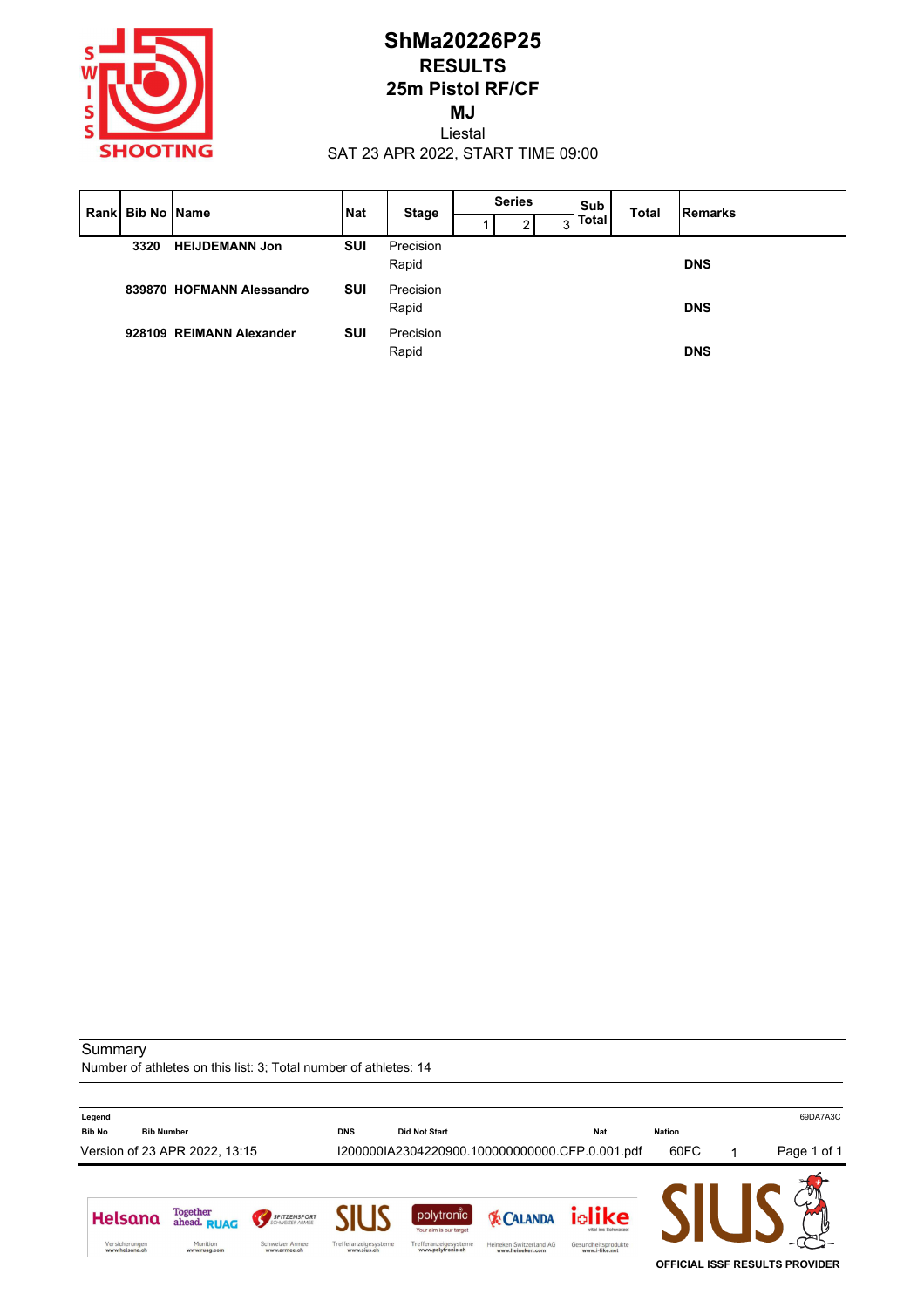# ShMa20226P25

## RESULTS

## 25m Pistol RF/CF

## MJ

Liestal

SAT 23 APR 2022, START TIME 09:00

| Rank | Bib No | Name | Nat | Stage | Series | | | Sub Total | Total | Remarks |
|---|---|---|---|---|---|---|---|---|---|---|
| | | | | | 1 | 2 | 3 | | | |
| | 3320 | **HEIJDEMANN Jon** | **SUI** | Precision | | | | | | |
| | | | | Rapid | | | | | | **DNS** |
| | 839870 | **HOFMANN Alessandro** | **SUI** | Precision | | | | | | |
| | | | | Rapid | | | | | | **DNS** |
| | 928109 | **REIMANN Alexander** | **SUI** | Precision | | | | | | |
| | | | | Rapid | | | | | | **DNS** |

Summary

Number of athletes on this list: 3; Total number of athletes: 14

**Legend**

| Bib No | Bib Number | DNS | Did Not Start | Nat | Nation |
|---|---|---|---|---|---|

69DA7A3C

Version of 23 APR 2022, 13:15 I200000IA2304220900.100000000000.CFP.0.001.pdf 60FC 1

OFFICIAL ISSF RESULTS PROVIDER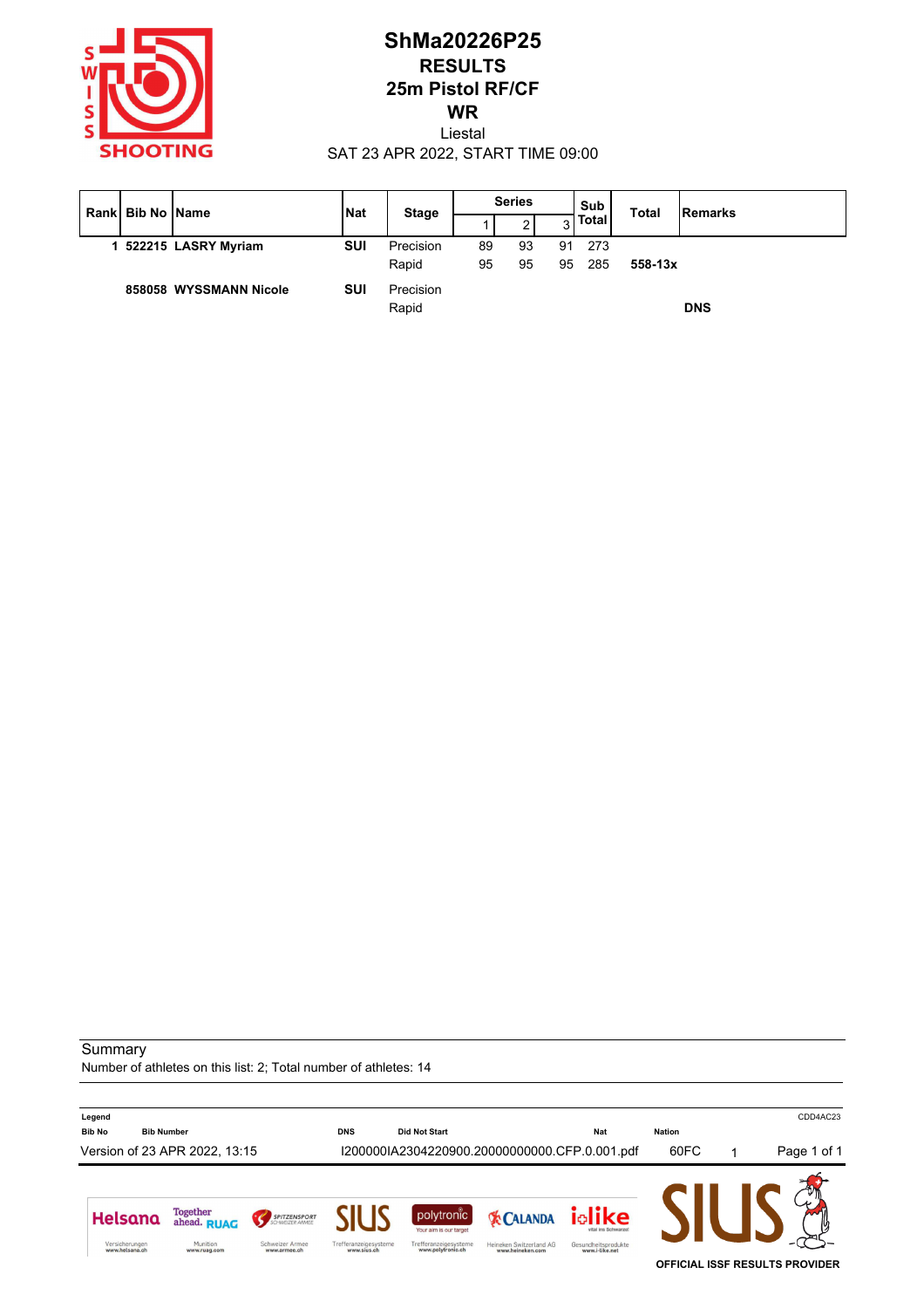# ShMa20226P25

## RESULTS

## 25m Pistol RF/CF

## WR

Liestal

SAT 23 APR 2022, START TIME 09:00

| Rank | Bib No | Name | Nat | Stage | Series | | | Sub Total | Total | Remarks |
|---|---|---|---|---|---|---|---|---|---|---|
| | | | | | 1 | 2 | 3 | | | |
| 1 | 522215 | **LASRY Myriam** | **SUI** | Precision | 89 | 93 | 91 | 273 | | |
| | | | | Rapid | 95 | 95 | 95 | 285 | **558-13x** | |
| | 858058 | **WYSSMANN Nicole** | **SUI** | Precision | | | | | | |
| | | | | Rapid | | | | | | **DNS** |

Summary

Number of athletes on this list: 2; Total number of athletes: 14

**Legend**

| | | | |
|---|---|---|---|
| **Bib No** | **Bib Number** | **DNS** | **Did Not Start** |
| **Nat** | **Nation** | | |

CDD4AC23

Version of 23 APR 2022, 13:15 I200000IA2304220900.20000000000.CFP.0.001.pdf 60FC 1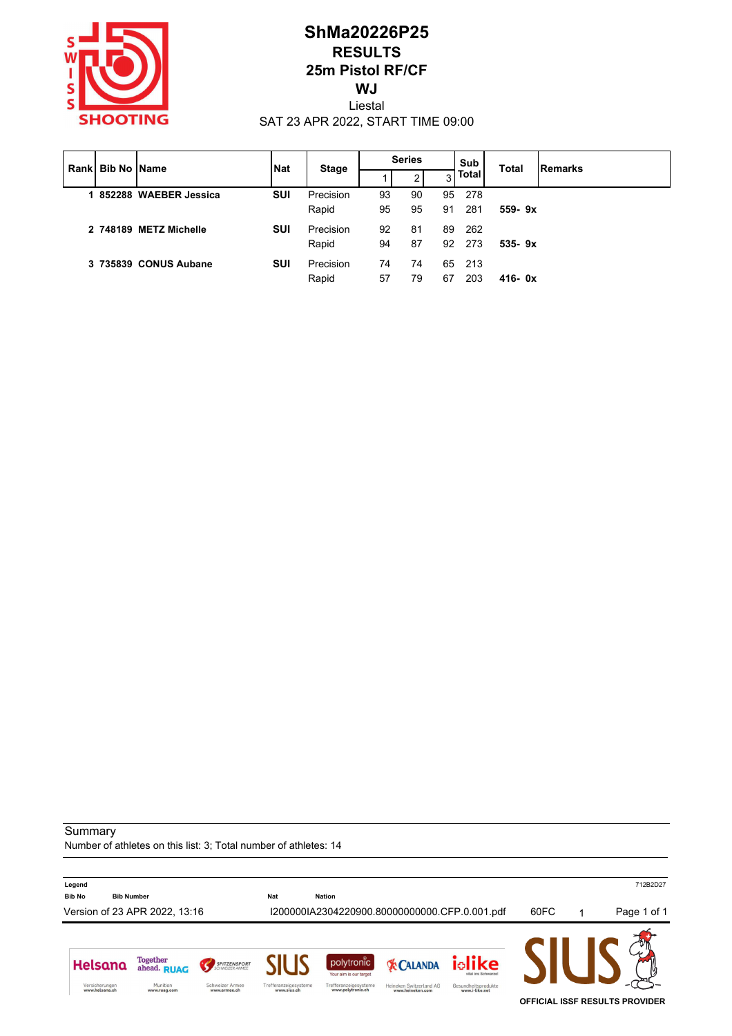# ShMa20226P25

## RESULTS

## 25m Pistol RF/CF

## WJ

Liestal

SAT 23 APR 2022, START TIME 09:00

| Rank | Bib No | Name | Nat | Stage | Series 1 | Series 2 | Series 3 | Sub Total | Total | Remarks |
|---|---|---|---|---|---|---|---|---|---|---|
| **1** | **852288** | **WAEBER Jessica** | **SUI** | Precision | 93 | 90 | 95 | 278 | | |
| | | | | Rapid | 95 | 95 | 91 | 281 | **559- 9x** | |
| **2** | **748189** | **METZ Michelle** | **SUI** | Precision | 92 | 81 | 89 | 262 | | |
| | | | | Rapid | 94 | 87 | 92 | 273 | **535- 9x** | |
| **3** | **735839** | **CONUS Aubane** | **SUI** | Precision | 74 | 74 | 65 | 213 | | |
| | | | | Rapid | 57 | 79 | 67 | 203 | **416- 0x** | |

Summary

Number of athletes on this list: 3; Total number of athletes: 14

**Legend**

| Bib No | Bib Number | Nat | Nation |
|---|---|---|---|

712B2D27

Version of 23 APR 2022, 13:16 I200000IA2304220900.80000000000.CFP.0.001.pdf 60FC 1

OFFICIAL ISSF RESULTS PROVIDER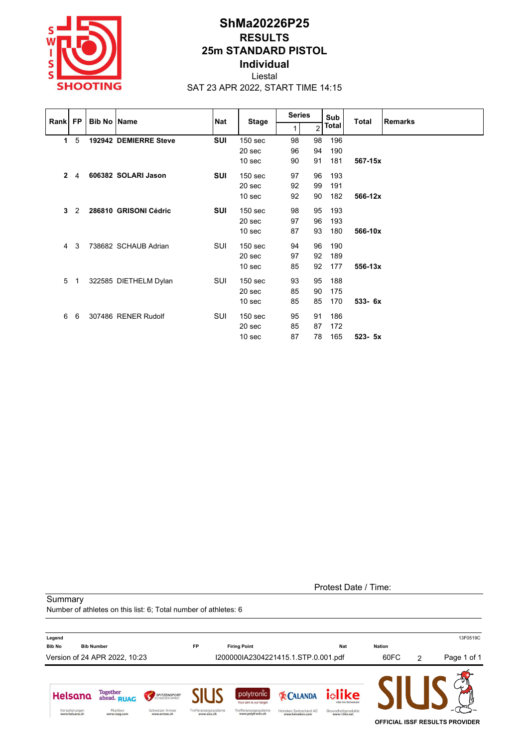# ShMa20226P25

## RESULTS

## 25m STANDARD PISTOL

## Individual

Liestal

SAT 23 APR 2022, START TIME 14:15

| Rank | FP | Bib No | Name | Nat | Stage | Series 1 | Series 2 | Sub Total | Total | Remarks |
|---|---|---|---|---|---|---|---|---|---|---|
| **1** | 5 | **192942** | **DEMIERRE Steve** | **SUI** | 150 sec | 98 | 98 | 196 | | |
| | | | | | 20 sec | 96 | 94 | 190 | | |
| | | | | | 10 sec | 90 | 91 | 181 | **567-15x** | |
| **2** | 4 | **606382** | **SOLARI Jason** | **SUI** | 150 sec | 97 | 96 | 193 | | |
| | | | | | 20 sec | 92 | 99 | 191 | | |
| | | | | | 10 sec | 92 | 90 | 182 | **566-12x** | |
| **3** | 2 | **286810** | **GRISONI Cédric** | **SUI** | 150 sec | 98 | 95 | 193 | | |
| | | | | | 20 sec | 97 | 96 | 193 | | |
| | | | | | 10 sec | 87 | 93 | 180 | **566-10x** | |
| 4 | 3 | 738682 | SCHAUB Adrian | SUI | 150 sec | 94 | 96 | 190 | | |
| | | | | | 20 sec | 97 | 92 | 189 | | |
| | | | | | 10 sec | 85 | 92 | 177 | **556-13x** | |
| 5 | 1 | 322585 | DIETHELM Dylan | SUI | 150 sec | 93 | 95 | 188 | | |
| | | | | | 20 sec | 85 | 90 | 175 | | |
| | | | | | 10 sec | 85 | 85 | 170 | **533- 6x** | |
| 6 | 6 | 307486 | RENER Rudolf | SUI | 150 sec | 95 | 91 | 186 | | |
| | | | | | 20 sec | 85 | 87 | 172 | | |
| | | | | | 10 sec | 87 | 78 | 165 | **523- 5x** | |

Protest Date / Time:

Summary

Number of athletes on this list: 6; Total number of athletes: 6

**Legend**

**Bib No** Bib Number **FP** Firing Point **Nat** Nation

13F0519C

Version of 24 APR 2022, 10:23 I200000IA2304221415.1.STP.0.001.pdf 60FC 2

OFFICIAL ISSF RESULTS PROVIDER